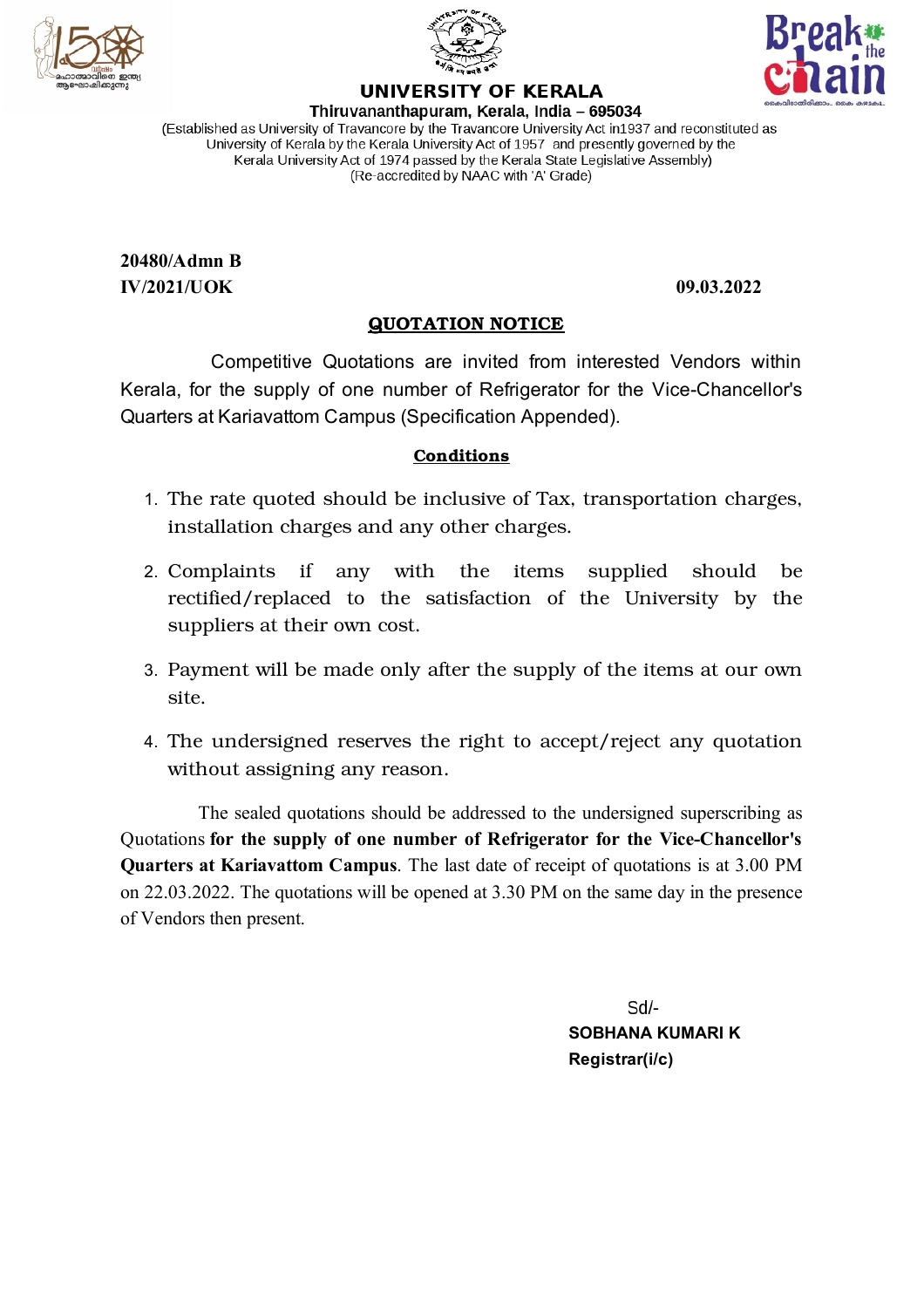# UNIVERSITY OF KERALA

**Thiruvananthapuram, Kerala, India – 695034**

(Established as University of Travancore by the Travancore University Act in1937 and reconstituted as University of Kerala by the Kerala University Act of 1957 and presently governed by the Kerala University Act of 1974 passed by the Kerala State Legislative Assembly)
(Re-accredited by NAAC with 'A' Grade)

**20480/Admn B**
**IV/2021/UOK** **09.03.2022**

## QUOTATION NOTICE

Competitive Quotations are invited from interested Vendors within Kerala, for the supply of one number of Refrigerator for the Vice-Chancellor's Quarters at Kariavattom Campus (Specification Appended).

### Conditions

1. The rate quoted should be inclusive of Tax, transportation charges, installation charges and any other charges.
2. Complaints if any with the items supplied should be rectified/replaced to the satisfaction of the University by the suppliers at their own cost.
3. Payment will be made only after the supply of the items at our own site.
4. The undersigned reserves the right to accept/reject any quotation without assigning any reason.

The sealed quotations should be addressed to the undersigned superscribing as Quotations **for the supply of one number of Refrigerator for the Vice-Chancellor's Quarters at Kariavattom Campus**. The last date of receipt of quotations is at 3.00 PM on 22.03.2022. The quotations will be opened at 3.30 PM on the same day in the presence of Vendors then present.

Sd/-
**SOBHANA KUMARI K**
**Registrar(i/c)**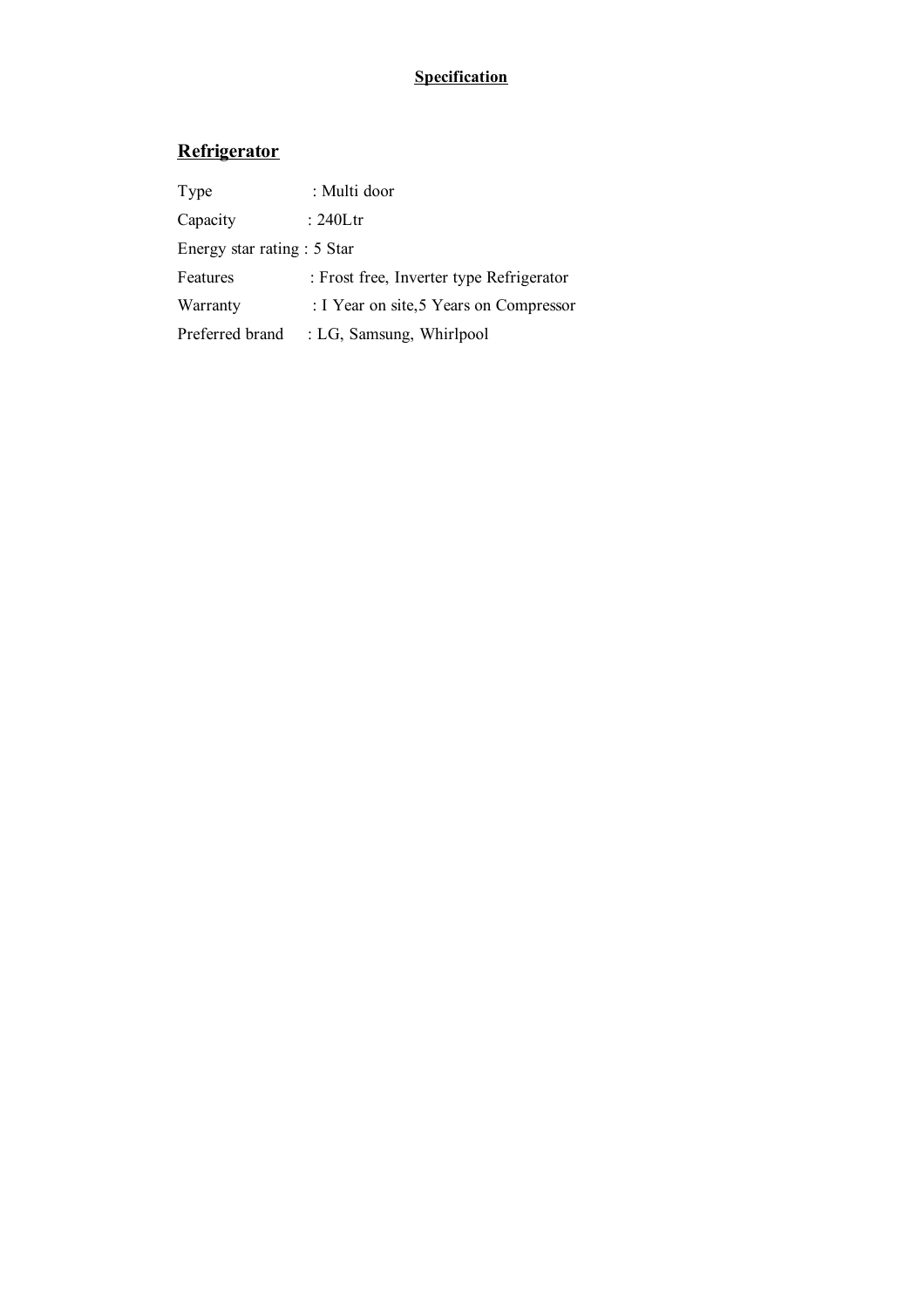**Specification**

## Refrigerator

Type : Multi door

Capacity : 240Ltr

Energy star rating : 5 Star

Features : Frost free, Inverter type Refrigerator

Warranty : I Year on site,5 Years on Compressor

Preferred brand : LG, Samsung, Whirlpool